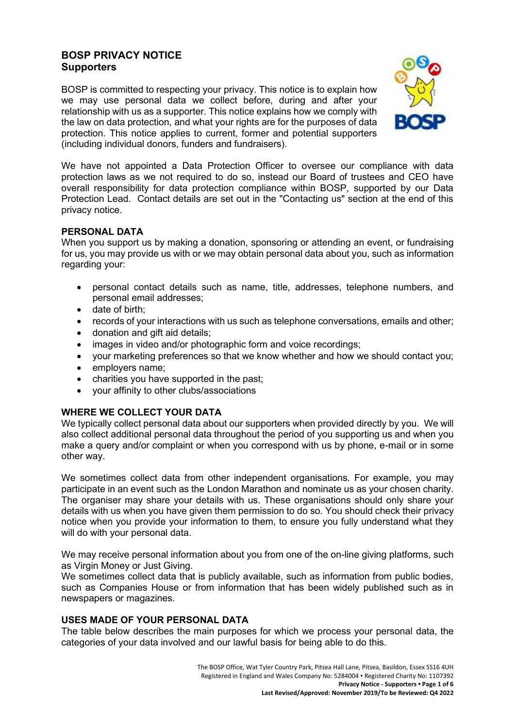# BOSP PRIVACY NOTICE
## Supporters

BOSP is committed to respecting your privacy. This notice is to explain how we may use personal data we collect before, during and after your relationship with us as a supporter. This notice explains how we comply with the law on data protection, and what your rights are for the purposes of data protection. This notice applies to current, former and potential supporters (including individual donors, funders and fundraisers).

We have not appointed a Data Protection Officer to oversee our compliance with data protection laws as we not required to do so, instead our Board of trustees and CEO have overall responsibility for data protection compliance within BOSP, supported by our Data Protection Lead. Contact details are set out in the "Contacting us" section at the end of this privacy notice.

### PERSONAL DATA

When you support us by making a donation, sponsoring or attending an event, or fundraising for us, you may provide us with or we may obtain personal data about you, such as information regarding your:

- personal contact details such as name, title, addresses, telephone numbers, and personal email addresses;
- date of birth;
- records of your interactions with us such as telephone conversations, emails and other;
- donation and gift aid details;
- images in video and/or photographic form and voice recordings;
- your marketing preferences so that we know whether and how we should contact you;
- employers name;
- charities you have supported in the past;
- your affinity to other clubs/associations

### WHERE WE COLLECT YOUR DATA

We typically collect personal data about our supporters when provided directly by you. We will also collect additional personal data throughout the period of you supporting us and when you make a query and/or complaint or when you correspond with us by phone, e-mail or in some other way.

We sometimes collect data from other independent organisations. For example, you may participate in an event such as the London Marathon and nominate us as your chosen charity. The organiser may share your details with us. These organisations should only share your details with us when you have given them permission to do so. You should check their privacy notice when you provide your information to them, to ensure you fully understand what they will do with your personal data.

We may receive personal information about you from one of the on-line giving platforms, such as Virgin Money or Just Giving.

We sometimes collect data that is publicly available, such as information from public bodies, such as Companies House or from information that has been widely published such as in newspapers or magazines.

### USES MADE OF YOUR PERSONAL DATA

The table below describes the main purposes for which we process your personal data, the categories of your data involved and our lawful basis for being able to do this.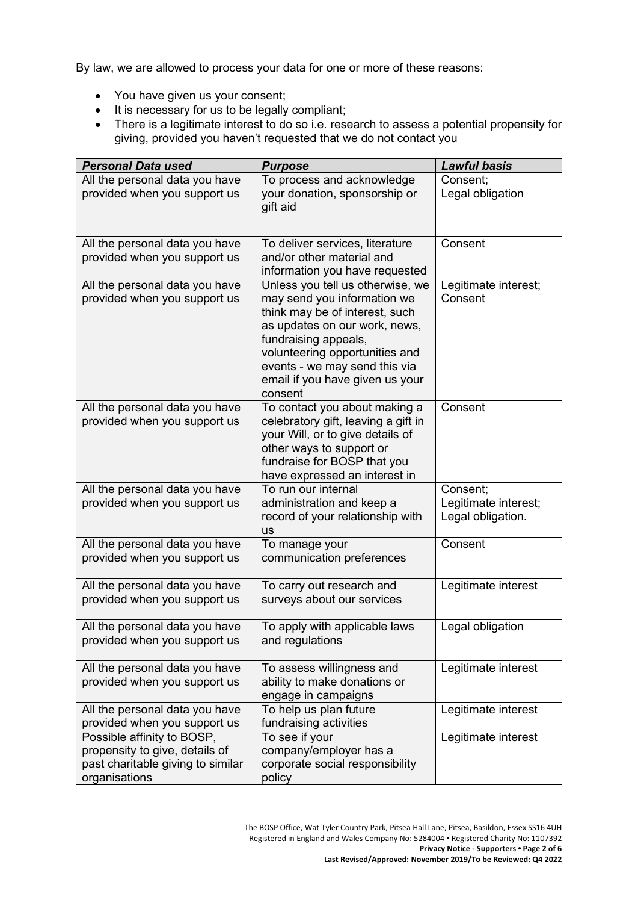By law, we are allowed to process your data for one or more of these reasons:

- You have given us your consent;
- It is necessary for us to be legally compliant;
- There is a legitimate interest to do so i.e. research to assess a potential propensity for giving, provided you haven't requested that we do not contact you

| ***Personal Data used*** | ***Purpose*** | ***Lawful basis*** |
|---|---|---|
| All the personal data you have provided when you support us | To process and acknowledge your donation, sponsorship or gift aid | Consent; Legal obligation |
| All the personal data you have provided when you support us | To deliver services, literature and/or other material and information you have requested | Consent |
| All the personal data you have provided when you support us | Unless you tell us otherwise, we may send you information we think may be of interest, such as updates on our work, news, fundraising appeals, volunteering opportunities and events - we may send this via email if you have given us your consent | Legitimate interest; Consent |
| All the personal data you have provided when you support us | To contact you about making a celebratory gift, leaving a gift in your Will, or to give details of other ways to support or fundraise for BOSP that you have expressed an interest in | Consent |
| All the personal data you have provided when you support us | To run our internal administration and keep a record of your relationship with us | Consent; Legitimate interest; Legal obligation. |
| All the personal data you have provided when you support us | To manage your communication preferences | Consent |
| All the personal data you have provided when you support us | To carry out research and surveys about our services | Legitimate interest |
| All the personal data you have provided when you support us | To apply with applicable laws and regulations | Legal obligation |
| All the personal data you have provided when you support us | To assess willingness and ability to make donations or engage in campaigns | Legitimate interest |
| All the personal data you have provided when you support us | To help us plan future fundraising activities | Legitimate interest |
| Possible affinity to BOSP, propensity to give, details of past charitable giving to similar organisations | To see if your company/employer has a corporate social responsibility policy | Legitimate interest |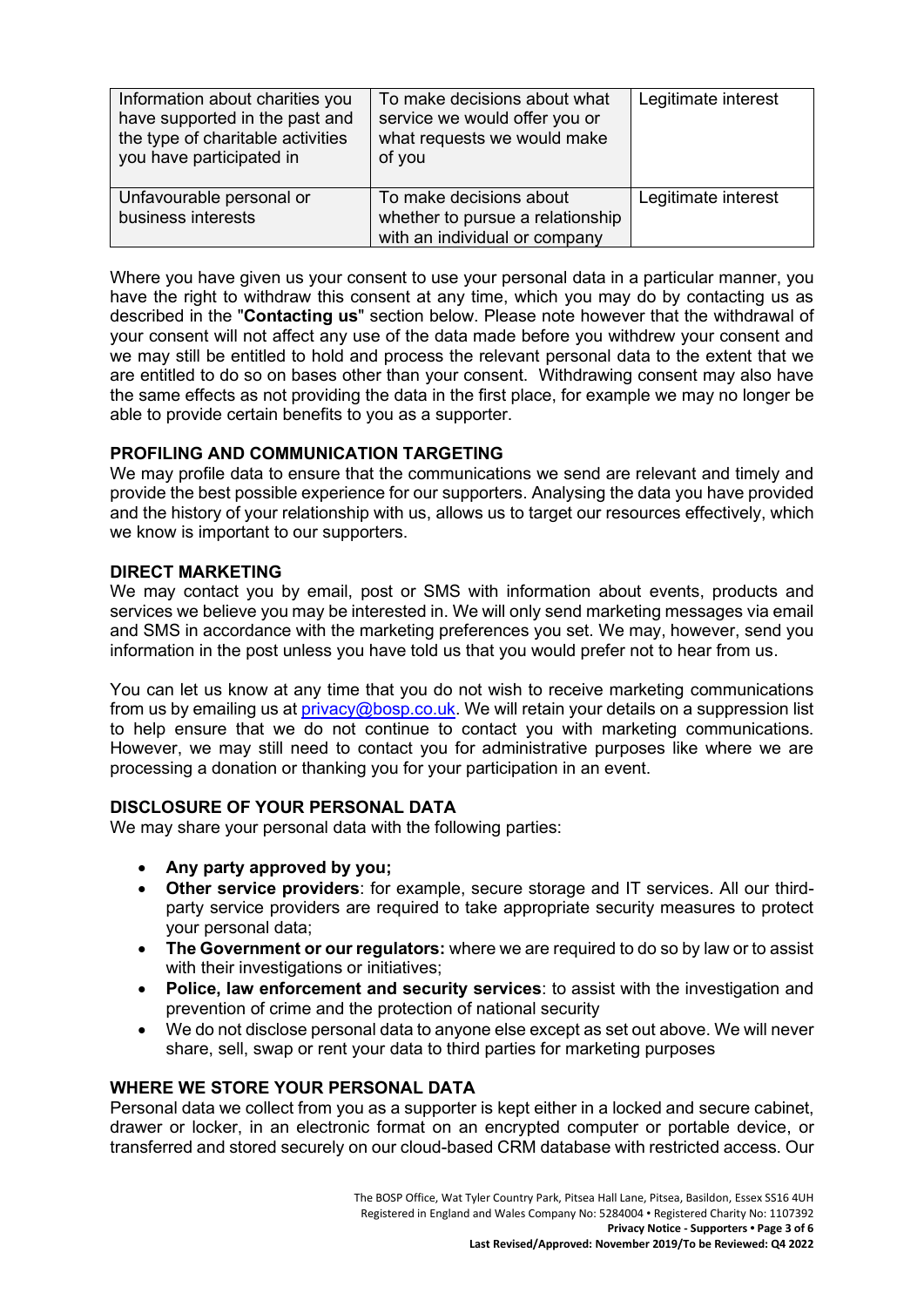| Information about charities you have supported in the past and the type of charitable activities you have participated in | To make decisions about what service we would offer you or what requests we would make of you | Legitimate interest |
|---|---|---|
| Unfavourable personal or business interests | To make decisions about whether to pursue a relationship with an individual or company | Legitimate interest |

Where you have given us your consent to use your personal data in a particular manner, you have the right to withdraw this consent at any time, which you may do by contacting us as described in the "**Contacting us**" section below. Please note however that the withdrawal of your consent will not affect any use of the data made before you withdrew your consent and we may still be entitled to hold and process the relevant personal data to the extent that we are entitled to do so on bases other than your consent. Withdrawing consent may also have the same effects as not providing the data in the first place, for example we may no longer be able to provide certain benefits to you as a supporter.

## PROFILING AND COMMUNICATION TARGETING

We may profile data to ensure that the communications we send are relevant and timely and provide the best possible experience for our supporters. Analysing the data you have provided and the history of your relationship with us, allows us to target our resources effectively, which we know is important to our supporters.

## DIRECT MARKETING

We may contact you by email, post or SMS with information about events, products and services we believe you may be interested in. We will only send marketing messages via email and SMS in accordance with the marketing preferences you set. We may, however, send you information in the post unless you have told us that you would prefer not to hear from us.

You can let us know at any time that you do not wish to receive marketing communications from us by emailing us at privacy@bosp.co.uk. We will retain your details on a suppression list to help ensure that we do not continue to contact you with marketing communications. However, we may still need to contact you for administrative purposes like where we are processing a donation or thanking you for your participation in an event.

## DISCLOSURE OF YOUR PERSONAL DATA

We may share your personal data with the following parties:

- **Any party approved by you;**
- **Other service providers**: for example, secure storage and IT services. All our third-party service providers are required to take appropriate security measures to protect your personal data;
- **The Government or our regulators:** where we are required to do so by law or to assist with their investigations or initiatives;
- **Police, law enforcement and security services**: to assist with the investigation and prevention of crime and the protection of national security
- We do not disclose personal data to anyone else except as set out above. We will never share, sell, swap or rent your data to third parties for marketing purposes

## WHERE WE STORE YOUR PERSONAL DATA

Personal data we collect from you as a supporter is kept either in a locked and secure cabinet, drawer or locker, in an electronic format on an encrypted computer or portable device, or transferred and stored securely on our cloud-based CRM database with restricted access. Our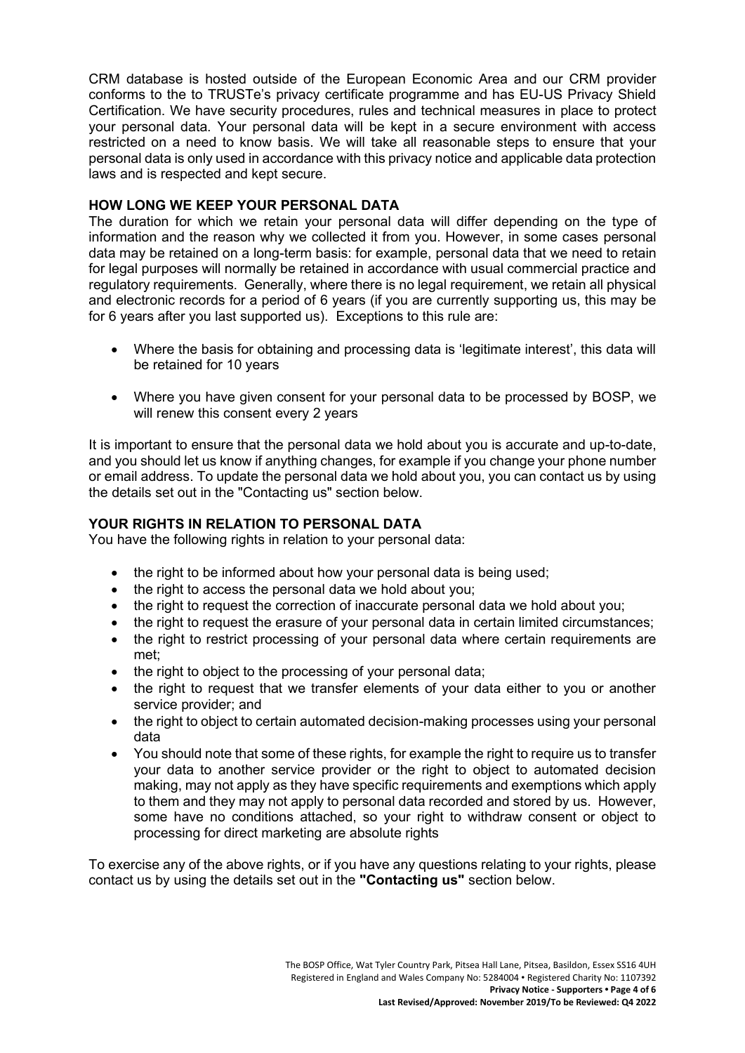CRM database is hosted outside of the European Economic Area and our CRM provider conforms to the to TRUSTe's privacy certificate programme and has EU-US Privacy Shield Certification. We have security procedures, rules and technical measures in place to protect your personal data. Your personal data will be kept in a secure environment with access restricted on a need to know basis. We will take all reasonable steps to ensure that your personal data is only used in accordance with this privacy notice and applicable data protection laws and is respected and kept secure.

**HOW LONG WE KEEP YOUR PERSONAL DATA**

The duration for which we retain your personal data will differ depending on the type of information and the reason why we collected it from you. However, in some cases personal data may be retained on a long-term basis: for example, personal data that we need to retain for legal purposes will normally be retained in accordance with usual commercial practice and regulatory requirements. Generally, where there is no legal requirement, we retain all physical and electronic records for a period of 6 years (if you are currently supporting us, this may be for 6 years after you last supported us). Exceptions to this rule are:

- Where the basis for obtaining and processing data is 'legitimate interest', this data will be retained for 10 years
- Where you have given consent for your personal data to be processed by BOSP, we will renew this consent every 2 years

It is important to ensure that the personal data we hold about you is accurate and up-to-date, and you should let us know if anything changes, for example if you change your phone number or email address. To update the personal data we hold about you, you can contact us by using the details set out in the "Contacting us" section below.

**YOUR RIGHTS IN RELATION TO PERSONAL DATA**

You have the following rights in relation to your personal data:

- the right to be informed about how your personal data is being used;
- the right to access the personal data we hold about you;
- the right to request the correction of inaccurate personal data we hold about you;
- the right to request the erasure of your personal data in certain limited circumstances;
- the right to restrict processing of your personal data where certain requirements are met;
- the right to object to the processing of your personal data;
- the right to request that we transfer elements of your data either to you or another service provider; and
- the right to object to certain automated decision-making processes using your personal data
- You should note that some of these rights, for example the right to require us to transfer your data to another service provider or the right to object to automated decision making, may not apply as they have specific requirements and exemptions which apply to them and they may not apply to personal data recorded and stored by us. However, some have no conditions attached, so your right to withdraw consent or object to processing for direct marketing are absolute rights

To exercise any of the above rights, or if you have any questions relating to your rights, please contact us by using the details set out in the **"Contacting us"** section below.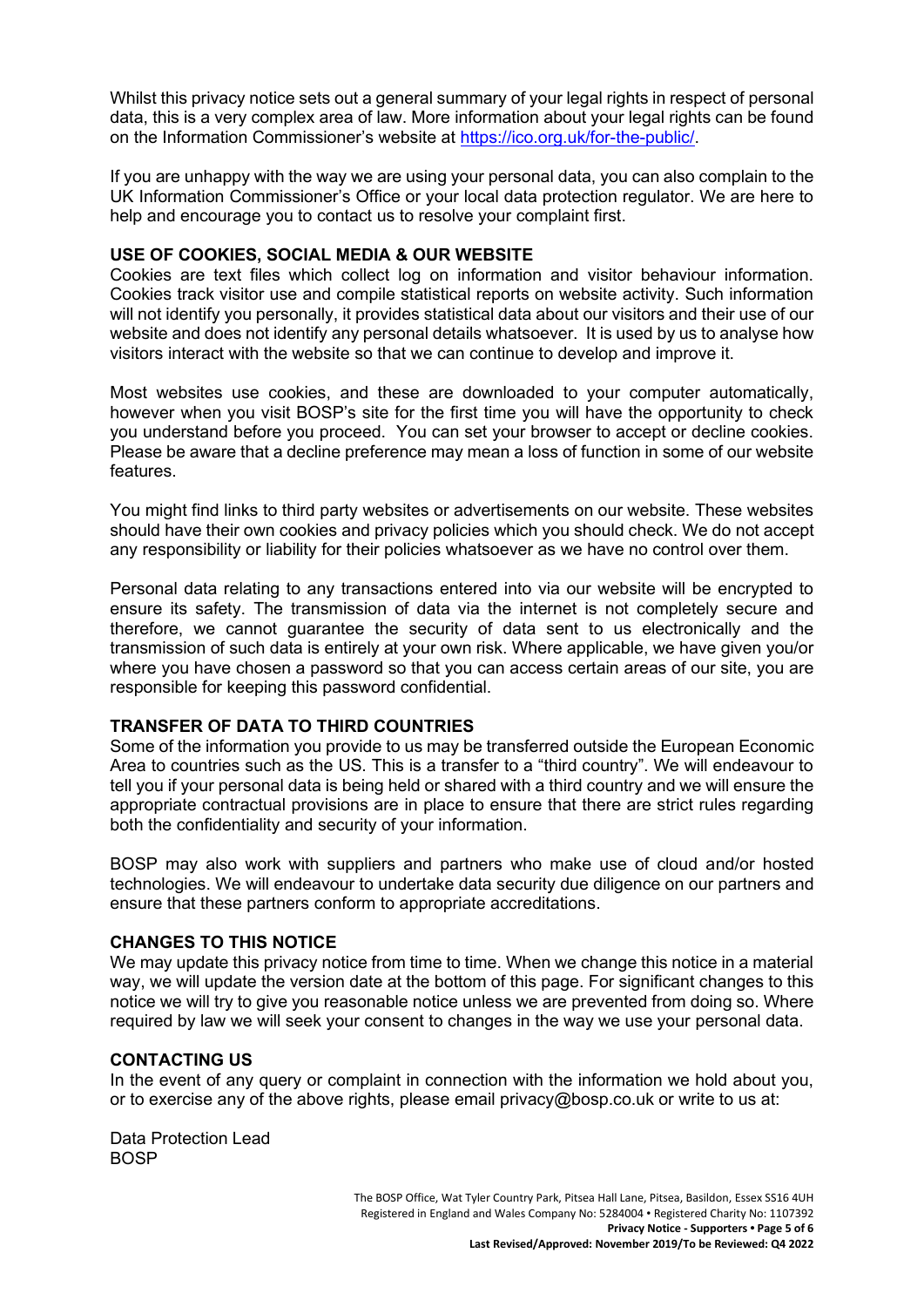Whilst this privacy notice sets out a general summary of your legal rights in respect of personal data, this is a very complex area of law. More information about your legal rights can be found on the Information Commissioner's website at https://ico.org.uk/for-the-public/.

If you are unhappy with the way we are using your personal data, you can also complain to the UK Information Commissioner's Office or your local data protection regulator. We are here to help and encourage you to contact us to resolve your complaint first.

## USE OF COOKIES, SOCIAL MEDIA & OUR WEBSITE

Cookies are text files which collect log on information and visitor behaviour information. Cookies track visitor use and compile statistical reports on website activity. Such information will not identify you personally, it provides statistical data about our visitors and their use of our website and does not identify any personal details whatsoever. It is used by us to analyse how visitors interact with the website so that we can continue to develop and improve it.

Most websites use cookies, and these are downloaded to your computer automatically, however when you visit BOSP's site for the first time you will have the opportunity to check you understand before you proceed. You can set your browser to accept or decline cookies. Please be aware that a decline preference may mean a loss of function in some of our website features.

You might find links to third party websites or advertisements on our website. These websites should have their own cookies and privacy policies which you should check. We do not accept any responsibility or liability for their policies whatsoever as we have no control over them.

Personal data relating to any transactions entered into via our website will be encrypted to ensure its safety. The transmission of data via the internet is not completely secure and therefore, we cannot guarantee the security of data sent to us electronically and the transmission of such data is entirely at your own risk. Where applicable, we have given you/or where you have chosen a password so that you can access certain areas of our site, you are responsible for keeping this password confidential.

## TRANSFER OF DATA TO THIRD COUNTRIES

Some of the information you provide to us may be transferred outside the European Economic Area to countries such as the US. This is a transfer to a "third country". We will endeavour to tell you if your personal data is being held or shared with a third country and we will ensure the appropriate contractual provisions are in place to ensure that there are strict rules regarding both the confidentiality and security of your information.

BOSP may also work with suppliers and partners who make use of cloud and/or hosted technologies. We will endeavour to undertake data security due diligence on our partners and ensure that these partners conform to appropriate accreditations.

## CHANGES TO THIS NOTICE

We may update this privacy notice from time to time. When we change this notice in a material way, we will update the version date at the bottom of this page. For significant changes to this notice we will try to give you reasonable notice unless we are prevented from doing so. Where required by law we will seek your consent to changes in the way we use your personal data.

## CONTACTING US

In the event of any query or complaint in connection with the information we hold about you, or to exercise any of the above rights, please email privacy@bosp.co.uk or write to us at:

Data Protection Lead
BOSP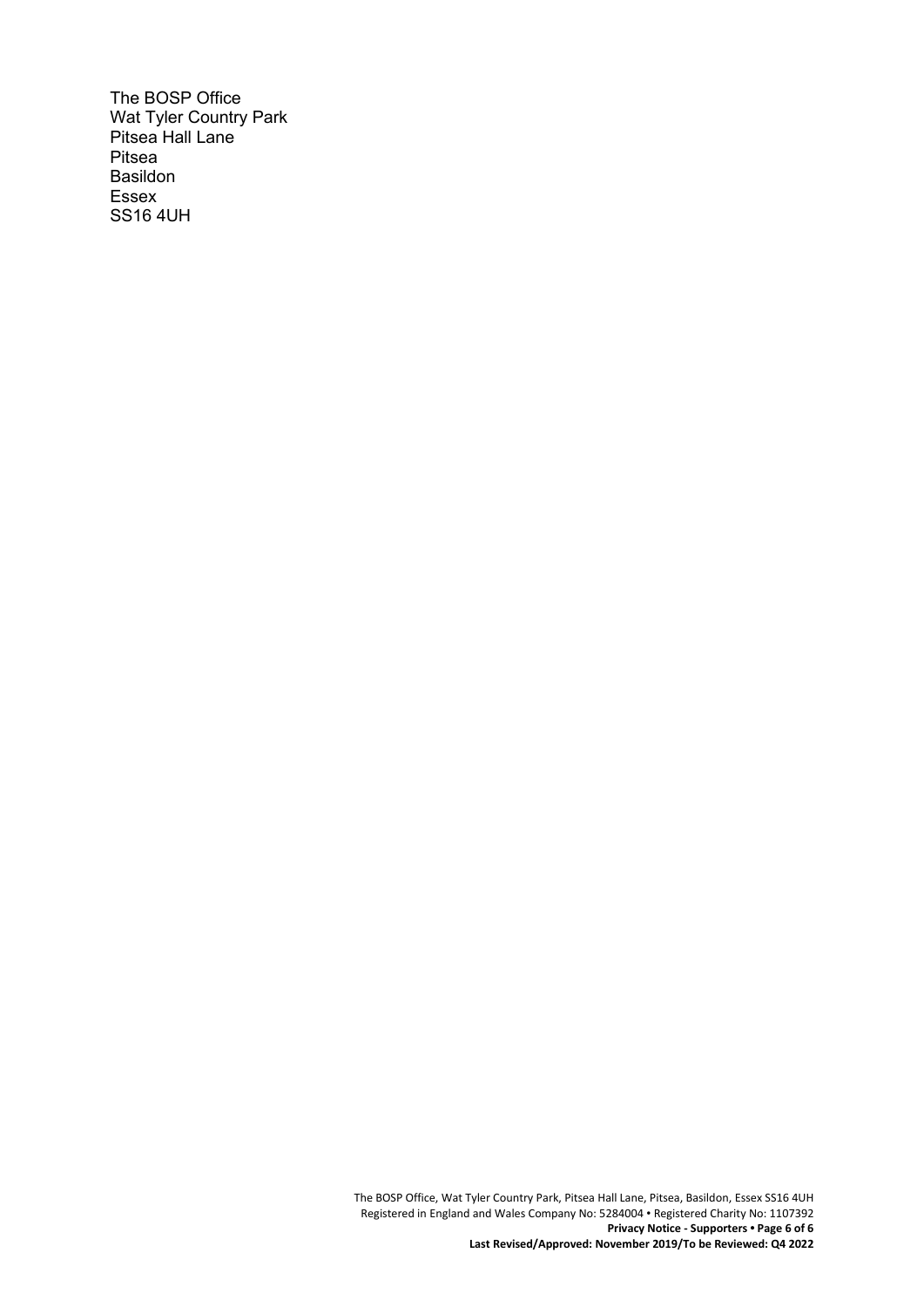The BOSP Office
Wat Tyler Country Park
Pitsea Hall Lane
Pitsea
Basildon
Essex
SS16 4UH